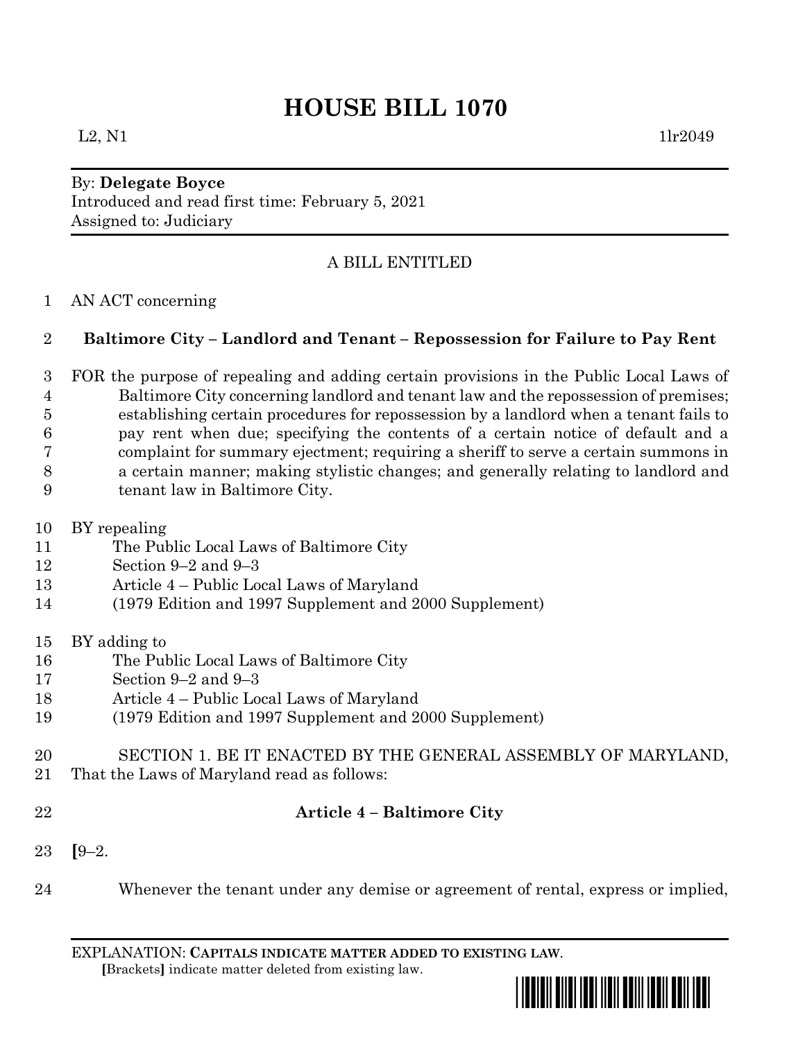# HOUSE BILL 1070

L2, N1 1lr2049

By: **Delegate Boyce**
Introduced and read first time: February 5, 2021
Assigned to: Judiciary

A BILL ENTITLED

AN ACT concerning

**Baltimore City – Landlord and Tenant – Repossession for Failure to Pay Rent**

FOR the purpose of repealing and adding certain provisions in the Public Local Laws of Baltimore City concerning landlord and tenant law and the repossession of premises; establishing certain procedures for repossession by a landlord when a tenant fails to pay rent when due; specifying the contents of a certain notice of default and a complaint for summary ejectment; requiring a sheriff to serve a certain summons in a certain manner; making stylistic changes; and generally relating to landlord and tenant law in Baltimore City.

BY repealing
The Public Local Laws of Baltimore City
Section 9–2 and 9–3
Article 4 – Public Local Laws of Maryland
(1979 Edition and 1997 Supplement and 2000 Supplement)

BY adding to
The Public Local Laws of Baltimore City
Section 9–2 and 9–3
Article 4 – Public Local Laws of Maryland
(1979 Edition and 1997 Supplement and 2000 Supplement)

SECTION 1. BE IT ENACTED BY THE GENERAL ASSEMBLY OF MARYLAND, That the Laws of Maryland read as follows:

**Article 4 – Baltimore City**

**[**9–2.

Whenever the tenant under any demise or agreement of rental, express or implied,

EXPLANATION: **CAPITALS INDICATE MATTER ADDED TO EXISTING LAW**.
**[**Brackets**]** indicate matter deleted from existing law.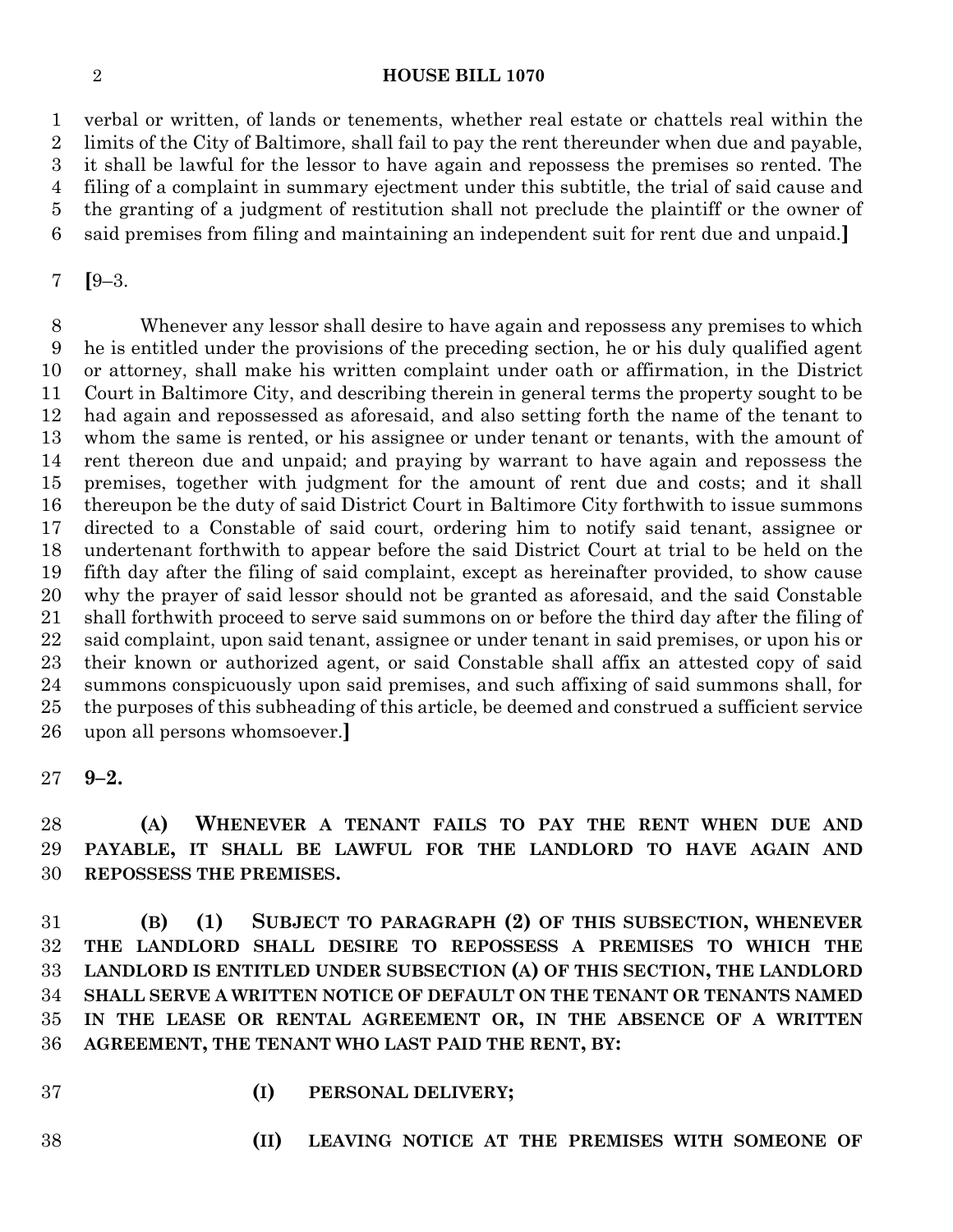verbal or written, of lands or tenements, whether real estate or chattels real within the limits of the City of Baltimore, shall fail to pay the rent thereunder when due and payable, it shall be lawful for the lessor to have again and repossess the premises so rented. The filing of a complaint in summary ejectment under this subtitle, the trial of said cause and the granting of a judgment of restitution shall not preclude the plaintiff or the owner of said premises from filing and maintaining an independent suit for rent due and unpaid.**]**

**[**9–3.

Whenever any lessor shall desire to have again and repossess any premises to which he is entitled under the provisions of the preceding section, he or his duly qualified agent or attorney, shall make his written complaint under oath or affirmation, in the District Court in Baltimore City, and describing therein in general terms the property sought to be had again and repossessed as aforesaid, and also setting forth the name of the tenant to whom the same is rented, or his assignee or under tenant or tenants, with the amount of rent thereon due and unpaid; and praying by warrant to have again and repossess the premises, together with judgment for the amount of rent due and costs; and it shall thereupon be the duty of said District Court in Baltimore City forthwith to issue summons directed to a Constable of said court, ordering him to notify said tenant, assignee or undertenant forthwith to appear before the said District Court at trial to be held on the fifth day after the filing of said complaint, except as hereinafter provided, to show cause why the prayer of said lessor should not be granted as aforesaid, and the said Constable shall forthwith proceed to serve said summons on or before the third day after the filing of said complaint, upon said tenant, assignee or under tenant in said premises, or upon his or their known or authorized agent, or said Constable shall affix an attested copy of said summons conspicuously upon said premises, and such affixing of said summons shall, for the purposes of this subheading of this article, be deemed and construed a sufficient service upon all persons whomsoever.**]**

**9–2.**

**(A) WHENEVER A TENANT FAILS TO PAY THE RENT WHEN DUE AND PAYABLE, IT SHALL BE LAWFUL FOR THE LANDLORD TO HAVE AGAIN AND REPOSSESS THE PREMISES.**

**(B) (1) SUBJECT TO PARAGRAPH (2) OF THIS SUBSECTION, WHENEVER THE LANDLORD SHALL DESIRE TO REPOSSESS A PREMISES TO WHICH THE LANDLORD IS ENTITLED UNDER SUBSECTION (A) OF THIS SECTION, THE LANDLORD SHALL SERVE A WRITTEN NOTICE OF DEFAULT ON THE TENANT OR TENANTS NAMED IN THE LEASE OR RENTAL AGREEMENT OR, IN THE ABSENCE OF A WRITTEN AGREEMENT, THE TENANT WHO LAST PAID THE RENT, BY:**

**(I) PERSONAL DELIVERY;**

**(II) LEAVING NOTICE AT THE PREMISES WITH SOMEONE OF**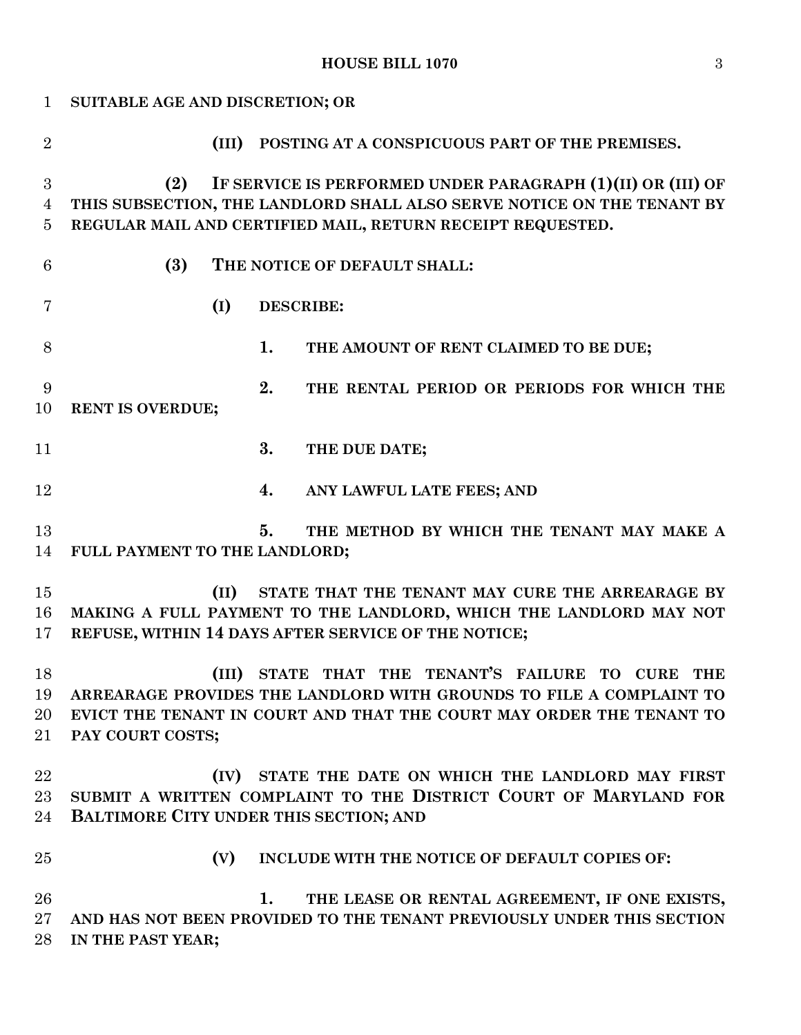**SUITABLE AGE AND DISCRETION; OR**

**(III) POSTING AT A CONSPICUOUS PART OF THE PREMISES.**

**(2) IF SERVICE IS PERFORMED UNDER PARAGRAPH (1)(II) OR (III) OF THIS SUBSECTION, THE LANDLORD SHALL ALSO SERVE NOTICE ON THE TENANT BY REGULAR MAIL AND CERTIFIED MAIL, RETURN RECEIPT REQUESTED.**

**(3) THE NOTICE OF DEFAULT SHALL:**

**(I) DESCRIBE:**

**1. THE AMOUNT OF RENT CLAIMED TO BE DUE;**

**2. THE RENTAL PERIOD OR PERIODS FOR WHICH THE RENT IS OVERDUE;**

**3. THE DUE DATE;**

**4. ANY LAWFUL LATE FEES; AND**

**5. THE METHOD BY WHICH THE TENANT MAY MAKE A FULL PAYMENT TO THE LANDLORD;**

**(II) STATE THAT THE TENANT MAY CURE THE ARREARAGE BY MAKING A FULL PAYMENT TO THE LANDLORD, WHICH THE LANDLORD MAY NOT REFUSE, WITHIN 14 DAYS AFTER SERVICE OF THE NOTICE;**

**(III) STATE THAT THE TENANT'S FAILURE TO CURE THE ARREARAGE PROVIDES THE LANDLORD WITH GROUNDS TO FILE A COMPLAINT TO EVICT THE TENANT IN COURT AND THAT THE COURT MAY ORDER THE TENANT TO PAY COURT COSTS;**

**(IV) STATE THE DATE ON WHICH THE LANDLORD MAY FIRST SUBMIT A WRITTEN COMPLAINT TO THE DISTRICT COURT OF MARYLAND FOR BALTIMORE CITY UNDER THIS SECTION; AND**

**(V) INCLUDE WITH THE NOTICE OF DEFAULT COPIES OF:**

**1. THE LEASE OR RENTAL AGREEMENT, IF ONE EXISTS, AND HAS NOT BEEN PROVIDED TO THE TENANT PREVIOUSLY UNDER THIS SECTION IN THE PAST YEAR;**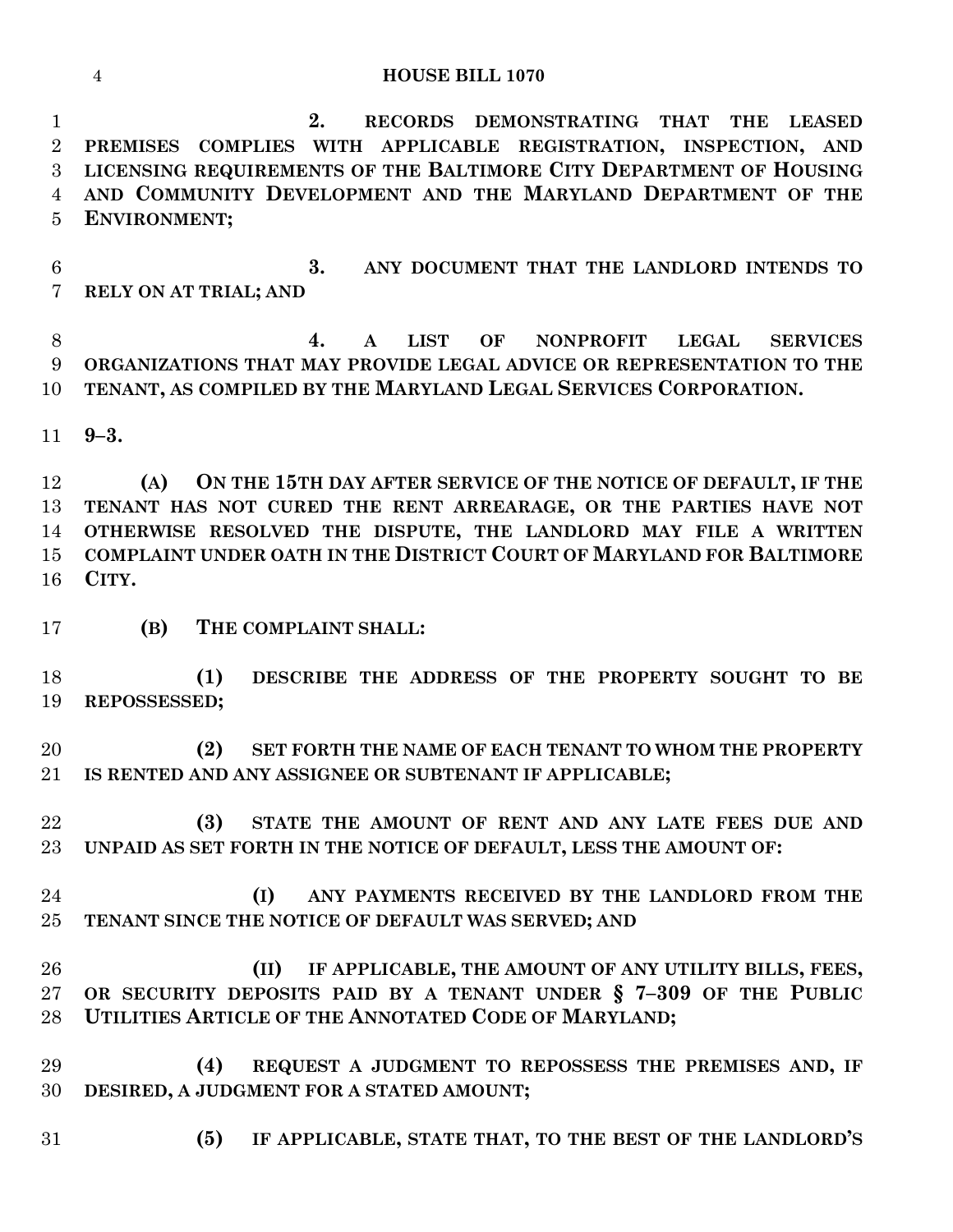2. RECORDS DEMONSTRATING THAT THE LEASED PREMISES COMPLIES WITH APPLICABLE REGISTRATION, INSPECTION, AND LICENSING REQUIREMENTS OF THE BALTIMORE CITY DEPARTMENT OF HOUSING AND COMMUNITY DEVELOPMENT AND THE MARYLAND DEPARTMENT OF THE ENVIRONMENT;

3. ANY DOCUMENT THAT THE LANDLORD INTENDS TO RELY ON AT TRIAL; AND

4. A LIST OF NONPROFIT LEGAL SERVICES ORGANIZATIONS THAT MAY PROVIDE LEGAL ADVICE OR REPRESENTATION TO THE TENANT, AS COMPILED BY THE MARYLAND LEGAL SERVICES CORPORATION.

**9–3.**

(A) ON THE 15TH DAY AFTER SERVICE OF THE NOTICE OF DEFAULT, IF THE TENANT HAS NOT CURED THE RENT ARREARAGE, OR THE PARTIES HAVE NOT OTHERWISE RESOLVED THE DISPUTE, THE LANDLORD MAY FILE A WRITTEN COMPLAINT UNDER OATH IN THE DISTRICT COURT OF MARYLAND FOR BALTIMORE CITY.

(B) THE COMPLAINT SHALL:

(1) DESCRIBE THE ADDRESS OF THE PROPERTY SOUGHT TO BE REPOSSESSED;

(2) SET FORTH THE NAME OF EACH TENANT TO WHOM THE PROPERTY IS RENTED AND ANY ASSIGNEE OR SUBTENANT IF APPLICABLE;

(3) STATE THE AMOUNT OF RENT AND ANY LATE FEES DUE AND UNPAID AS SET FORTH IN THE NOTICE OF DEFAULT, LESS THE AMOUNT OF:

(I) ANY PAYMENTS RECEIVED BY THE LANDLORD FROM THE TENANT SINCE THE NOTICE OF DEFAULT WAS SERVED; AND

(II) IF APPLICABLE, THE AMOUNT OF ANY UTILITY BILLS, FEES, OR SECURITY DEPOSITS PAID BY A TENANT UNDER § 7–309 OF THE PUBLIC UTILITIES ARTICLE OF THE ANNOTATED CODE OF MARYLAND;

(4) REQUEST A JUDGMENT TO REPOSSESS THE PREMISES AND, IF DESIRED, A JUDGMENT FOR A STATED AMOUNT;

(5) IF APPLICABLE, STATE THAT, TO THE BEST OF THE LANDLORD'S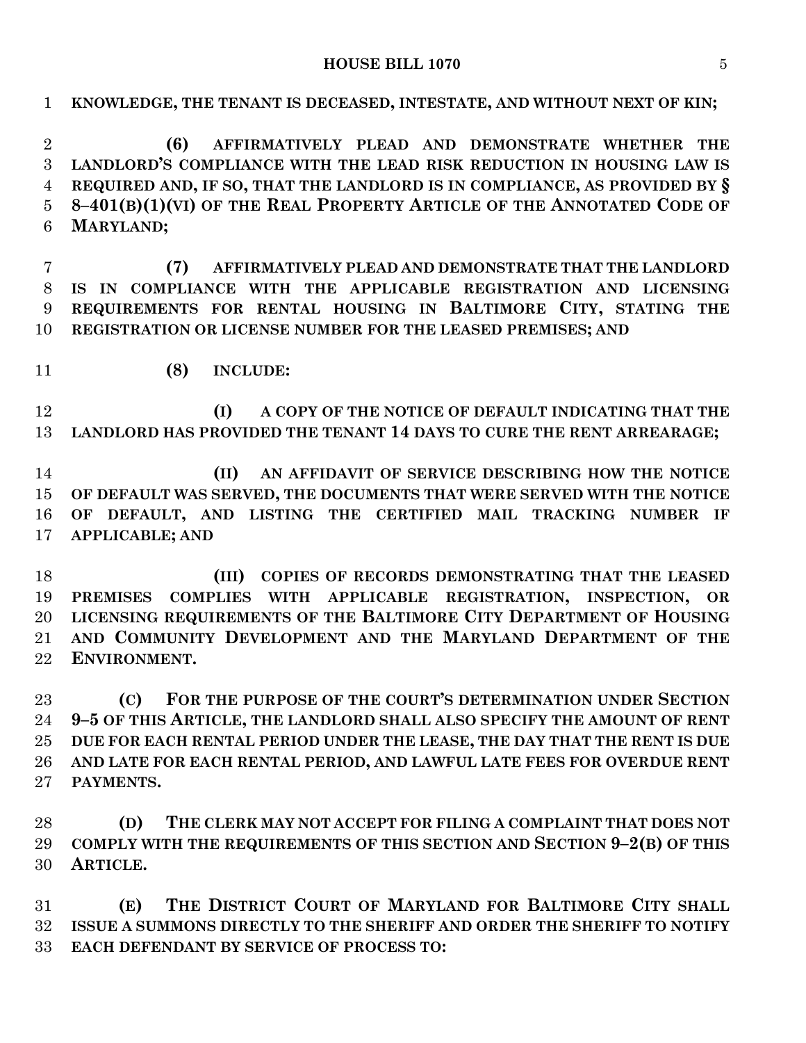**KNOWLEDGE, THE TENANT IS DECEASED, INTESTATE, AND WITHOUT NEXT OF KIN;**

**(6) AFFIRMATIVELY PLEAD AND DEMONSTRATE WHETHER THE LANDLORD'S COMPLIANCE WITH THE LEAD RISK REDUCTION IN HOUSING LAW IS REQUIRED AND, IF SO, THAT THE LANDLORD IS IN COMPLIANCE, AS PROVIDED BY § 8–401(B)(1)(VI) OF THE REAL PROPERTY ARTICLE OF THE ANNOTATED CODE OF MARYLAND;**

**(7) AFFIRMATIVELY PLEAD AND DEMONSTRATE THAT THE LANDLORD IS IN COMPLIANCE WITH THE APPLICABLE REGISTRATION AND LICENSING REQUIREMENTS FOR RENTAL HOUSING IN BALTIMORE CITY, STATING THE REGISTRATION OR LICENSE NUMBER FOR THE LEASED PREMISES; AND**

**(8) INCLUDE:**

**(I) A COPY OF THE NOTICE OF DEFAULT INDICATING THAT THE LANDLORD HAS PROVIDED THE TENANT 14 DAYS TO CURE THE RENT ARREARAGE;**

**(II) AN AFFIDAVIT OF SERVICE DESCRIBING HOW THE NOTICE OF DEFAULT WAS SERVED, THE DOCUMENTS THAT WERE SERVED WITH THE NOTICE OF DEFAULT, AND LISTING THE CERTIFIED MAIL TRACKING NUMBER IF APPLICABLE; AND**

**(III) COPIES OF RECORDS DEMONSTRATING THAT THE LEASED PREMISES COMPLIES WITH APPLICABLE REGISTRATION, INSPECTION, OR LICENSING REQUIREMENTS OF THE BALTIMORE CITY DEPARTMENT OF HOUSING AND COMMUNITY DEVELOPMENT AND THE MARYLAND DEPARTMENT OF THE ENVIRONMENT.**

**(C) FOR THE PURPOSE OF THE COURT'S DETERMINATION UNDER SECTION 9–5 OF THIS ARTICLE, THE LANDLORD SHALL ALSO SPECIFY THE AMOUNT OF RENT DUE FOR EACH RENTAL PERIOD UNDER THE LEASE, THE DAY THAT THE RENT IS DUE AND LATE FOR EACH RENTAL PERIOD, AND LAWFUL LATE FEES FOR OVERDUE RENT PAYMENTS.**

**(D) THE CLERK MAY NOT ACCEPT FOR FILING A COMPLAINT THAT DOES NOT COMPLY WITH THE REQUIREMENTS OF THIS SECTION AND SECTION 9–2(B) OF THIS ARTICLE.**

**(E) THE DISTRICT COURT OF MARYLAND FOR BALTIMORE CITY SHALL ISSUE A SUMMONS DIRECTLY TO THE SHERIFF AND ORDER THE SHERIFF TO NOTIFY EACH DEFENDANT BY SERVICE OF PROCESS TO:**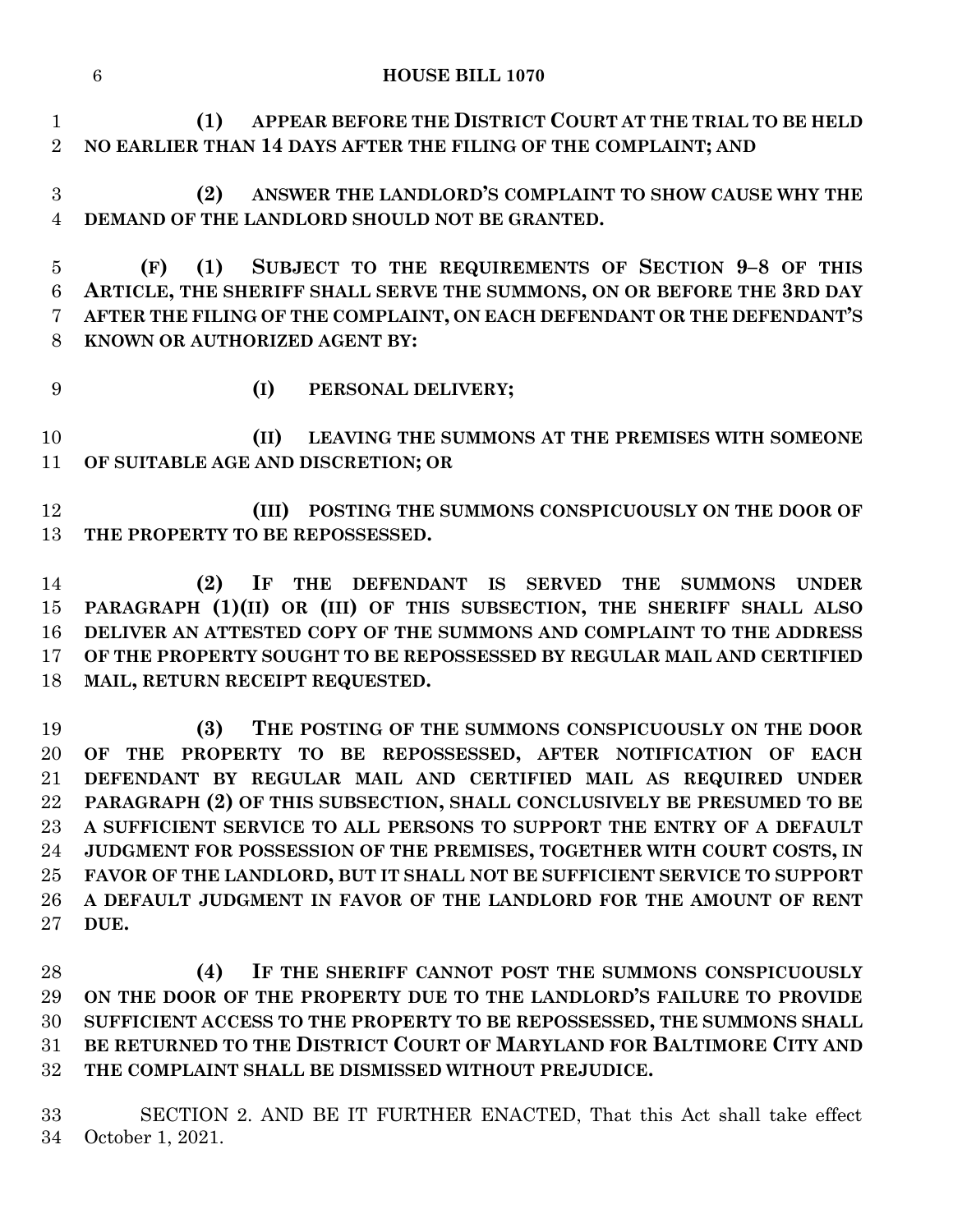**(1) APPEAR BEFORE THE DISTRICT COURT AT THE TRIAL TO BE HELD NO EARLIER THAN 14 DAYS AFTER THE FILING OF THE COMPLAINT; AND**

**(2) ANSWER THE LANDLORD'S COMPLAINT TO SHOW CAUSE WHY THE DEMAND OF THE LANDLORD SHOULD NOT BE GRANTED.**

**(F) (1) SUBJECT TO THE REQUIREMENTS OF SECTION 9–8 OF THIS ARTICLE, THE SHERIFF SHALL SERVE THE SUMMONS, ON OR BEFORE THE 3RD DAY AFTER THE FILING OF THE COMPLAINT, ON EACH DEFENDANT OR THE DEFENDANT'S KNOWN OR AUTHORIZED AGENT BY:**

**(I) PERSONAL DELIVERY;**

**(II) LEAVING THE SUMMONS AT THE PREMISES WITH SOMEONE OF SUITABLE AGE AND DISCRETION; OR**

**(III) POSTING THE SUMMONS CONSPICUOUSLY ON THE DOOR OF THE PROPERTY TO BE REPOSSESSED.**

**(2) IF THE DEFENDANT IS SERVED THE SUMMONS UNDER PARAGRAPH (1)(II) OR (III) OF THIS SUBSECTION, THE SHERIFF SHALL ALSO DELIVER AN ATTESTED COPY OF THE SUMMONS AND COMPLAINT TO THE ADDRESS OF THE PROPERTY SOUGHT TO BE REPOSSESSED BY REGULAR MAIL AND CERTIFIED MAIL, RETURN RECEIPT REQUESTED.**

**(3) THE POSTING OF THE SUMMONS CONSPICUOUSLY ON THE DOOR OF THE PROPERTY TO BE REPOSSESSED, AFTER NOTIFICATION OF EACH DEFENDANT BY REGULAR MAIL AND CERTIFIED MAIL AS REQUIRED UNDER PARAGRAPH (2) OF THIS SUBSECTION, SHALL CONCLUSIVELY BE PRESUMED TO BE A SUFFICIENT SERVICE TO ALL PERSONS TO SUPPORT THE ENTRY OF A DEFAULT JUDGMENT FOR POSSESSION OF THE PREMISES, TOGETHER WITH COURT COSTS, IN FAVOR OF THE LANDLORD, BUT IT SHALL NOT BE SUFFICIENT SERVICE TO SUPPORT A DEFAULT JUDGMENT IN FAVOR OF THE LANDLORD FOR THE AMOUNT OF RENT DUE.**

**(4) IF THE SHERIFF CANNOT POST THE SUMMONS CONSPICUOUSLY ON THE DOOR OF THE PROPERTY DUE TO THE LANDLORD'S FAILURE TO PROVIDE SUFFICIENT ACCESS TO THE PROPERTY TO BE REPOSSESSED, THE SUMMONS SHALL BE RETURNED TO THE DISTRICT COURT OF MARYLAND FOR BALTIMORE CITY AND THE COMPLAINT SHALL BE DISMISSED WITHOUT PREJUDICE.**

SECTION 2. AND BE IT FURTHER ENACTED, That this Act shall take effect October 1, 2021.